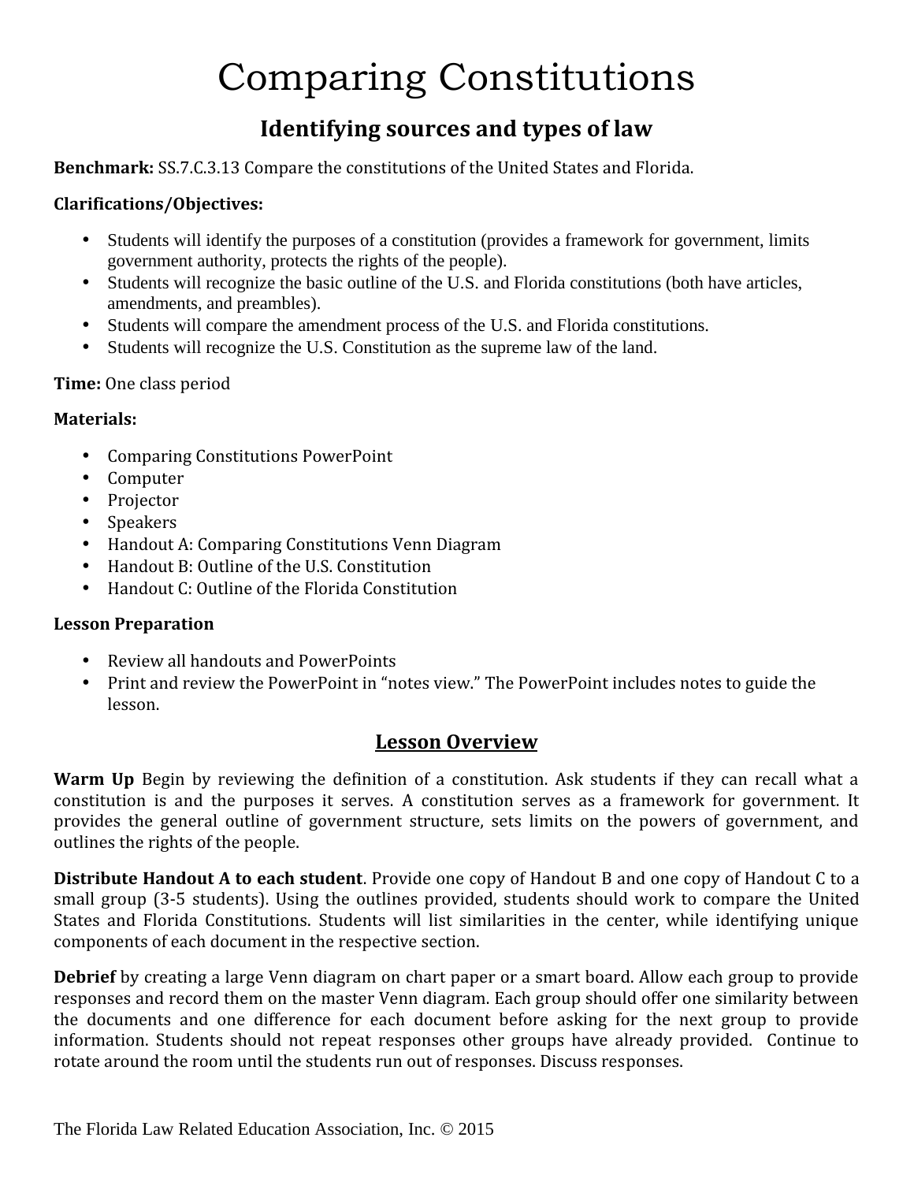# Comparing Constitutions

## Identifying sources and types of law

**Benchmark:** SS.7.C.3.13 Compare the constitutions of the United States and Florida.

**Clarifications/Objectives:**

- Students will identify the purposes of a constitution (provides a framework for government, limits government authority, protects the rights of the people).
- Students will recognize the basic outline of the U.S. and Florida constitutions (both have articles, amendments, and preambles).
- Students will compare the amendment process of the U.S. and Florida constitutions.
- Students will recognize the U.S. Constitution as the supreme law of the land.

**Time:** One class period

**Materials:**

- Comparing Constitutions PowerPoint
- Computer
- Projector
- Speakers
- Handout A: Comparing Constitutions Venn Diagram
- Handout B: Outline of the U.S. Constitution
- Handout C: Outline of the Florida Constitution

**Lesson Preparation**

- Review all handouts and PowerPoints
- Print and review the PowerPoint in "notes view." The PowerPoint includes notes to guide the lesson.

## <u>Lesson Overview</u>

**Warm Up** Begin by reviewing the definition of a constitution. Ask students if they can recall what a constitution is and the purposes it serves. A constitution serves as a framework for government. It provides the general outline of government structure, sets limits on the powers of government, and outlines the rights of the people.

**Distribute Handout A to each student**. Provide one copy of Handout B and one copy of Handout C to a small group (3-5 students). Using the outlines provided, students should work to compare the United States and Florida Constitutions. Students will list similarities in the center, while identifying unique components of each document in the respective section.

**Debrief** by creating a large Venn diagram on chart paper or a smart board. Allow each group to provide responses and record them on the master Venn diagram. Each group should offer one similarity between the documents and one difference for each document before asking for the next group to provide information. Students should not repeat responses other groups have already provided. Continue to rotate around the room until the students run out of responses. Discuss responses.

The Florida Law Related Education Association, Inc. © 2015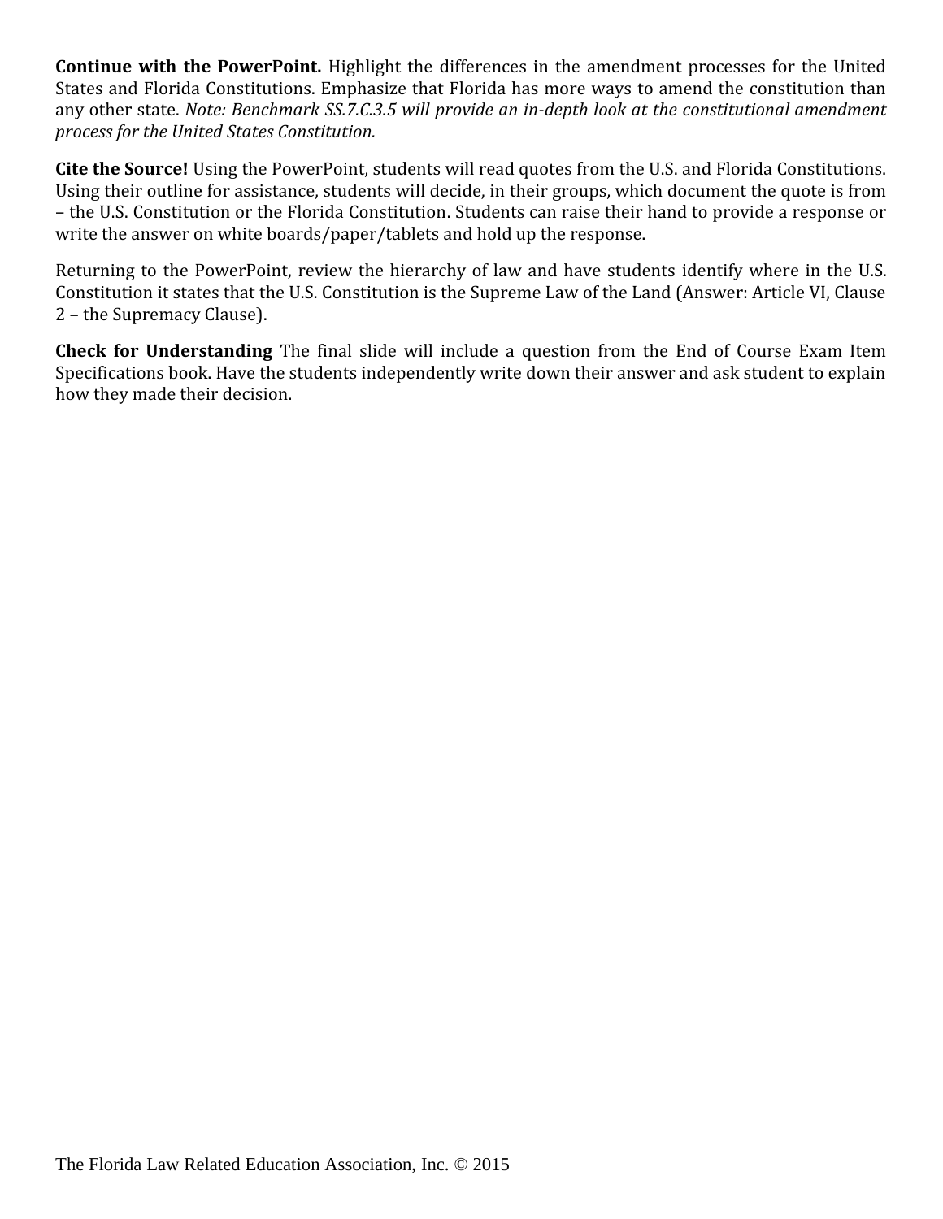**Continue with the PowerPoint.** Highlight the differences in the amendment processes for the United States and Florida Constitutions. Emphasize that Florida has more ways to amend the constitution than any other state. *Note: Benchmark SS.7.C.3.5 will provide an in-depth look at the constitutional amendment process for the United States Constitution.*

**Cite the Source!** Using the PowerPoint, students will read quotes from the U.S. and Florida Constitutions. Using their outline for assistance, students will decide, in their groups, which document the quote is from – the U.S. Constitution or the Florida Constitution. Students can raise their hand to provide a response or write the answer on white boards/paper/tablets and hold up the response.

Returning to the PowerPoint, review the hierarchy of law and have students identify where in the U.S. Constitution it states that the U.S. Constitution is the Supreme Law of the Land (Answer: Article VI, Clause 2 – the Supremacy Clause).

**Check for Understanding** The final slide will include a question from the End of Course Exam Item Specifications book. Have the students independently write down their answer and ask student to explain how they made their decision.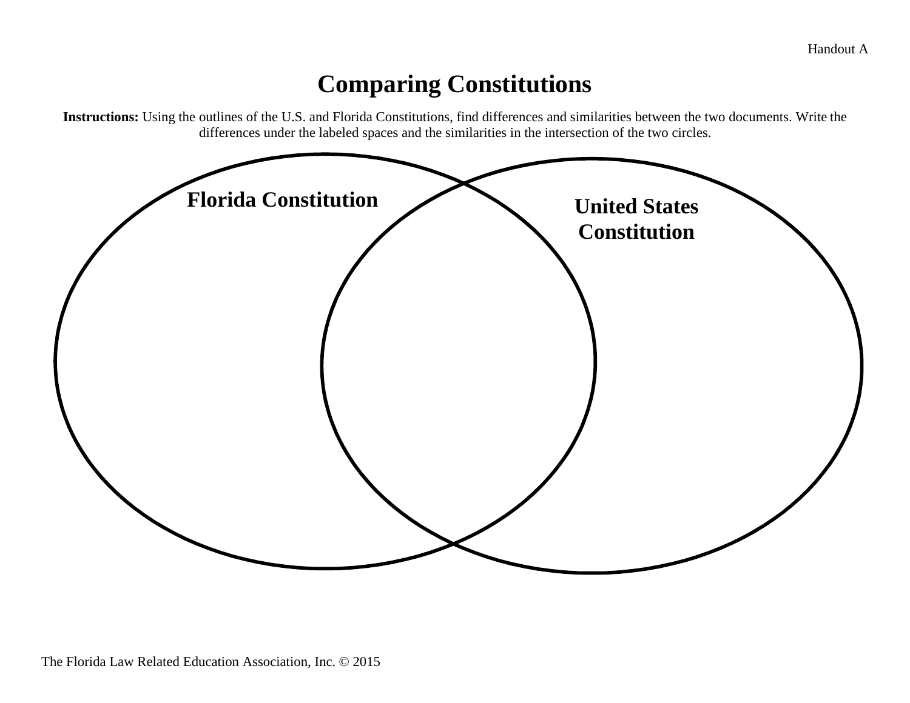Handout A

# Comparing Constitutions

**Instructions:** Using the outlines of the U.S. and Florida Constitutions, find differences and similarities between the two documents. Write the differences under the labeled spaces and the similarities in the intersection of the two circles.

**Florida Constitution**

**United States Constitution**

The Florida Law Related Education Association, Inc. © 2015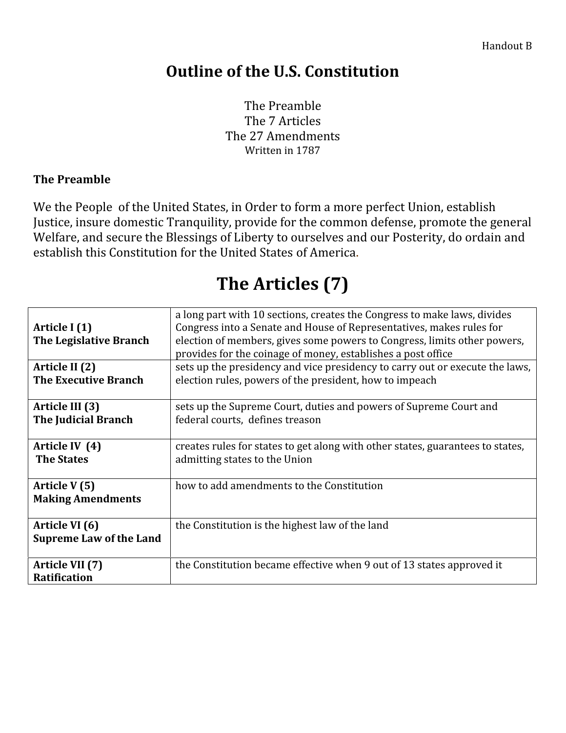Handout B

# Outline of the U.S. Constitution

The Preamble
The 7 Articles
The 27 Amendments
Written in 1787

**The Preamble**

We the People of the United States, in Order to form a more perfect Union, establish Justice, insure domestic Tranquility, provide for the common defense, promote the general Welfare, and secure the Blessings of Liberty to ourselves and our Posterity, do ordain and establish this Constitution for the United States of America.

## The Articles (7)

| | |
|---|---|
| **Article I (1)**<br>**The Legislative Branch** | a long part with 10 sections, creates the Congress to make laws, divides Congress into a Senate and House of Representatives, makes rules for election of members, gives some powers to Congress, limits other powers, provides for the coinage of money, establishes a post office |
| **Article II (2)**<br>**The Executive Branch** | sets up the presidency and vice presidency to carry out or execute the laws, election rules, powers of the president, how to impeach |
| **Article III (3)**<br>**The Judicial Branch** | sets up the Supreme Court, duties and powers of Supreme Court and federal courts, defines treason |
| **Article IV (4)**<br>**The States** | creates rules for states to get along with other states, guarantees to states, admitting states to the Union |
| **Article V (5)**<br>**Making Amendments** | how to add amendments to the Constitution |
| **Article VI (6)**<br>**Supreme Law of the Land** | the Constitution is the highest law of the land |
| **Article VII (7)**<br>**Ratification** | the Constitution became effective when 9 out of 13 states approved it |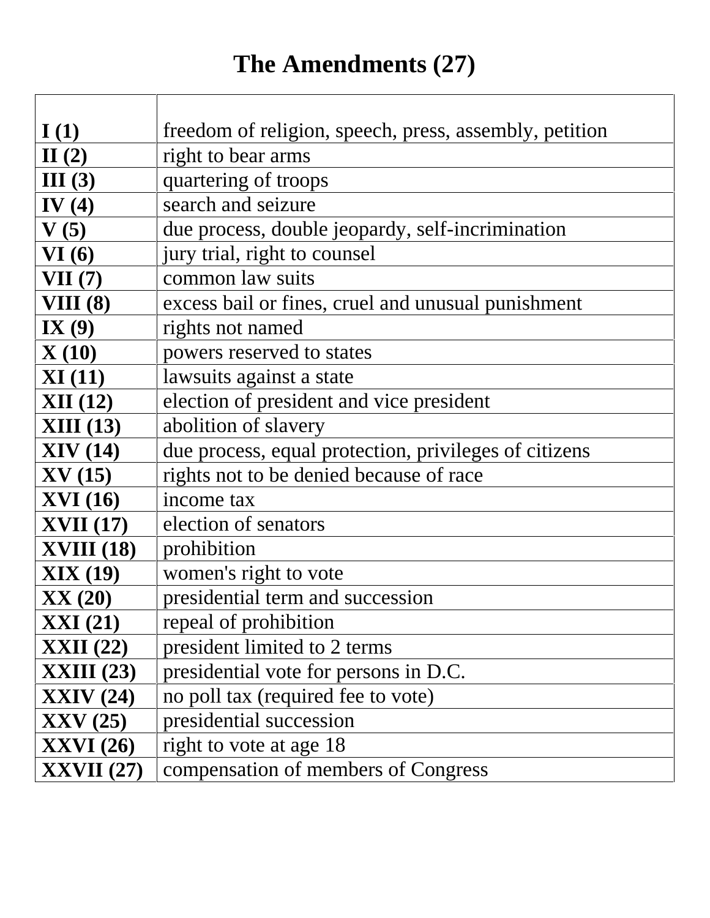# The Amendments (27)

| | |
|---|---|
| **I (1)** | freedom of religion, speech, press, assembly, petition |
| **II (2)** | right to bear arms |
| **III (3)** | quartering of troops |
| **IV (4)** | search and seizure |
| **V (5)** | due process, double jeopardy, self-incrimination |
| **VI (6)** | jury trial, right to counsel |
| **VII (7)** | common law suits |
| **VIII (8)** | excess bail or fines, cruel and unusual punishment |
| **IX (9)** | rights not named |
| **X (10)** | powers reserved to states |
| **XI (11)** | lawsuits against a state |
| **XII (12)** | election of president and vice president |
| **XIII (13)** | abolition of slavery |
| **XIV (14)** | due process, equal protection, privileges of citizens |
| **XV (15)** | rights not to be denied because of race |
| **XVI (16)** | income tax |
| **XVII (17)** | election of senators |
| **XVIII (18)** | prohibition |
| **XIX (19)** | women's right to vote |
| **XX (20)** | presidential term and succession |
| **XXI (21)** | repeal of prohibition |
| **XXII (22)** | president limited to 2 terms |
| **XXIII (23)** | presidential vote for persons in D.C. |
| **XXIV (24)** | no poll tax (required fee to vote) |
| **XXV (25)** | presidential succession |
| **XXVI (26)** | right to vote at age 18 |
| **XXVII (27)** | compensation of members of Congress |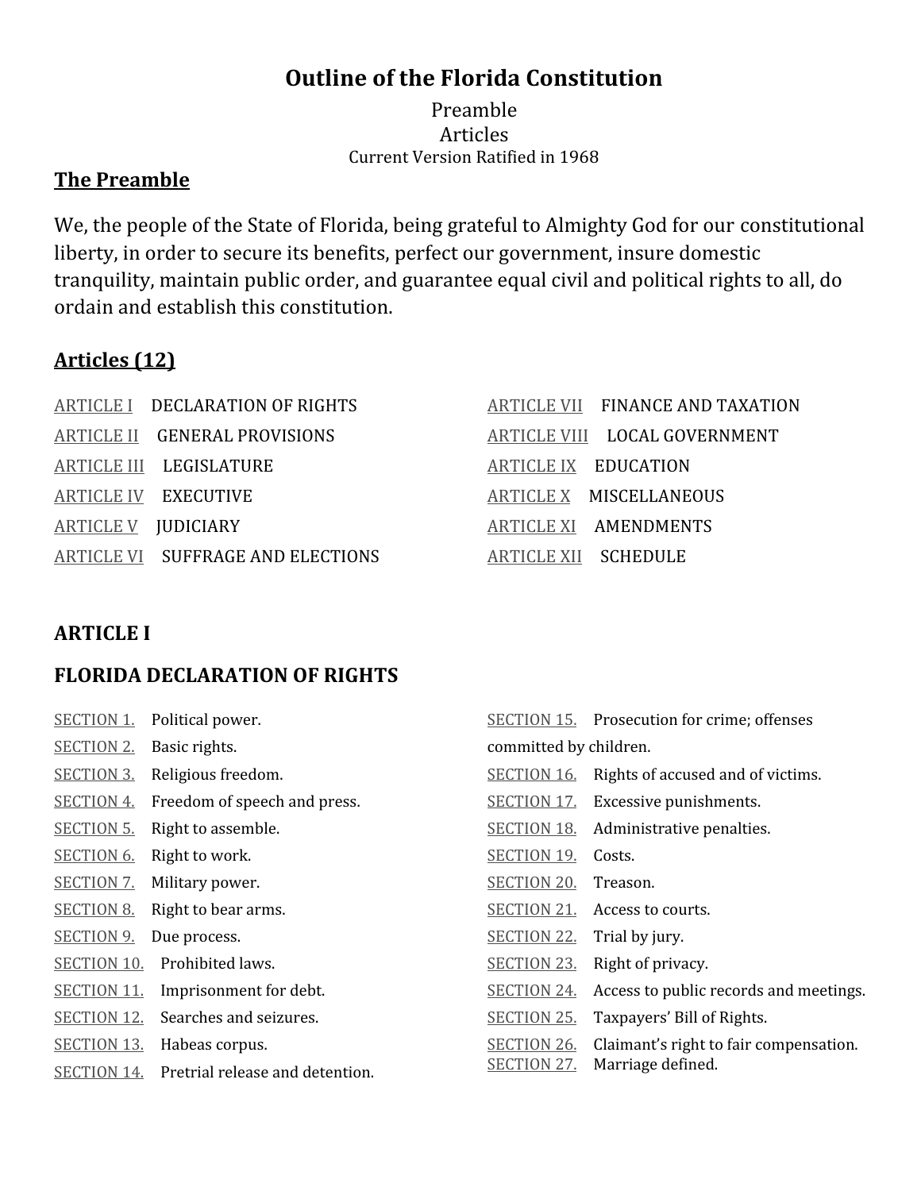# Outline of the Florida Constitution

Preamble
Articles
Current Version Ratified in 1968

## The Preamble

We, the people of the State of Florida, being grateful to Almighty God for our constitutional liberty, in order to secure its benefits, perfect our government, insure domestic tranquility, maintain public order, and guarantee equal civil and political rights to all, do ordain and establish this constitution.

## Articles (12)

ARTICLE I DECLARATION OF RIGHTS
ARTICLE II GENERAL PROVISIONS
ARTICLE III LEGISLATURE
ARTICLE IV EXECUTIVE
ARTICLE V JUDICIARY
ARTICLE VI SUFFRAGE AND ELECTIONS
ARTICLE VII FINANCE AND TAXATION
ARTICLE VIII LOCAL GOVERNMENT
ARTICLE IX EDUCATION
ARTICLE X MISCELLANEOUS
ARTICLE XI AMENDMENTS
ARTICLE XII SCHEDULE

## ARTICLE I

## FLORIDA DECLARATION OF RIGHTS

SECTION 1. Political power.
SECTION 2. Basic rights.
SECTION 3. Religious freedom.
SECTION 4. Freedom of speech and press.
SECTION 5. Right to assemble.
SECTION 6. Right to work.
SECTION 7. Military power.
SECTION 8. Right to bear arms.
SECTION 9. Due process.
SECTION 10. Prohibited laws.
SECTION 11. Imprisonment for debt.
SECTION 12. Searches and seizures.
SECTION 13. Habeas corpus.
SECTION 14. Pretrial release and detention.
SECTION 15. Prosecution for crime; offenses committed by children.
SECTION 16. Rights of accused and of victims.
SECTION 17. Excessive punishments.
SECTION 18. Administrative penalties.
SECTION 19. Costs.
SECTION 20. Treason.
SECTION 21. Access to courts.
SECTION 22. Trial by jury.
SECTION 23. Right of privacy.
SECTION 24. Access to public records and meetings.
SECTION 25. Taxpayers' Bill of Rights.
SECTION 26. Claimant's right to fair compensation.
SECTION 27. Marriage defined.